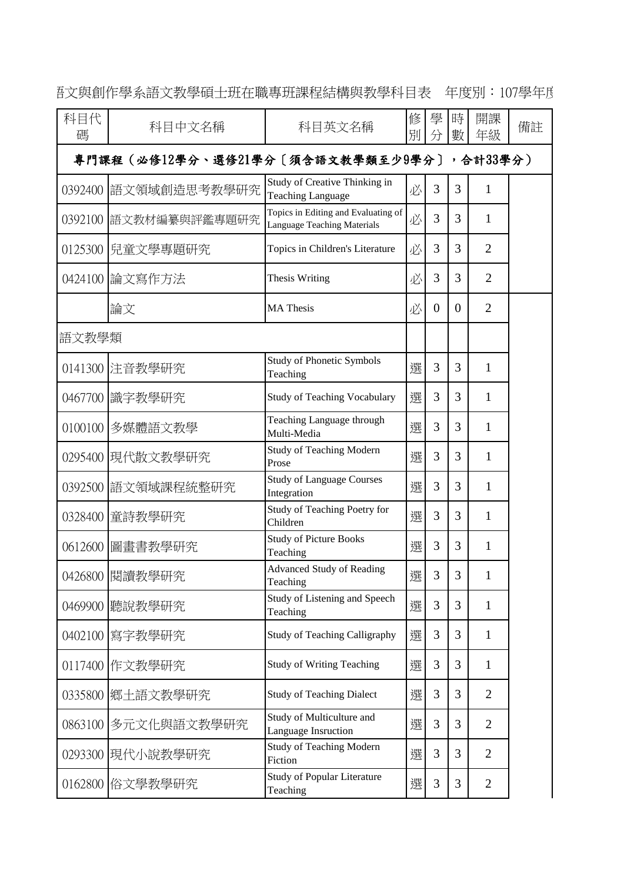語文與創作學系語文教學碩士班在職專班課程結構與教學科目表　年度別：107學年度

| 科目代碼 | 科目中文名稱 | 科目英文名稱 | 修別 | 學分 | 時數 | 開課年級 | 備註 |
|---|---|---|---|---|---|---|---|
| **專門課程（必修12學分、選修21學分〔須含語文教學類至少9學分〕，合計33學分）** | | | | | | | |
| 0392400 | 語文領域創造思考教學研究 | Study of Creative Thinking in Teaching Language | 必 | 3 | 3 | 1 | |
| 0392100 | 語文教材編纂與評鑑專題研究 | Topics in Editing and Evaluating of Language Teaching Materials | 必 | 3 | 3 | 1 | |
| 0125300 | 兒童文學專題研究 | Topics in Children's Literature | 必 | 3 | 3 | 2 | |
| 0424100 | 論文寫作方法 | Thesis Writing | 必 | 3 | 3 | 2 | |
| | 論文 | MA Thesis | 必 | 0 | 0 | 2 | |
| 語文教學類 | | | | | | | |
| 0141300 | 注音教學研究 | Study of Phonetic Symbols Teaching | 選 | 3 | 3 | 1 | |
| 0467700 | 識字教學研究 | Study of Teaching Vocabulary | 選 | 3 | 3 | 1 | |
| 0100100 | 多媒體語文教學 | Teaching Language through Multi-Media | 選 | 3 | 3 | 1 | |
| 0295400 | 現代散文教學研究 | Study of Teaching Modern Prose | 選 | 3 | 3 | 1 | |
| 0392500 | 語文領域課程統整研究 | Study of Language Courses Integration | 選 | 3 | 3 | 1 | |
| 0328400 | 童詩教學研究 | Study of Teaching Poetry for Children | 選 | 3 | 3 | 1 | |
| 0612600 | 圖畫書教學研究 | Study of Picture Books Teaching | 選 | 3 | 3 | 1 | |
| 0426800 | 閱讀教學研究 | Advanced Study of Reading Teaching | 選 | 3 | 3 | 1 | |
| 0469900 | 聽說教學研究 | Study of Listening and Speech Teaching | 選 | 3 | 3 | 1 | |
| 0402100 | 寫字教學研究 | Study of Teaching Calligraphy | 選 | 3 | 3 | 1 | |
| 0117400 | 作文教學研究 | Study of Writing Teaching | 選 | 3 | 3 | 1 | |
| 0335800 | 鄉土語文教學研究 | Study of Teaching Dialect | 選 | 3 | 3 | 2 | |
| 0863100 | 多元文化與語文教學研究 | Study of Multiculture and Language Insruction | 選 | 3 | 3 | 2 | |
| 0293300 | 現代小說教學研究 | Study of Teaching Modern Fiction | 選 | 3 | 3 | 2 | |
| 0162800 | 俗文學教學研究 | Study of Popular Literature Teaching | 選 | 3 | 3 | 2 | |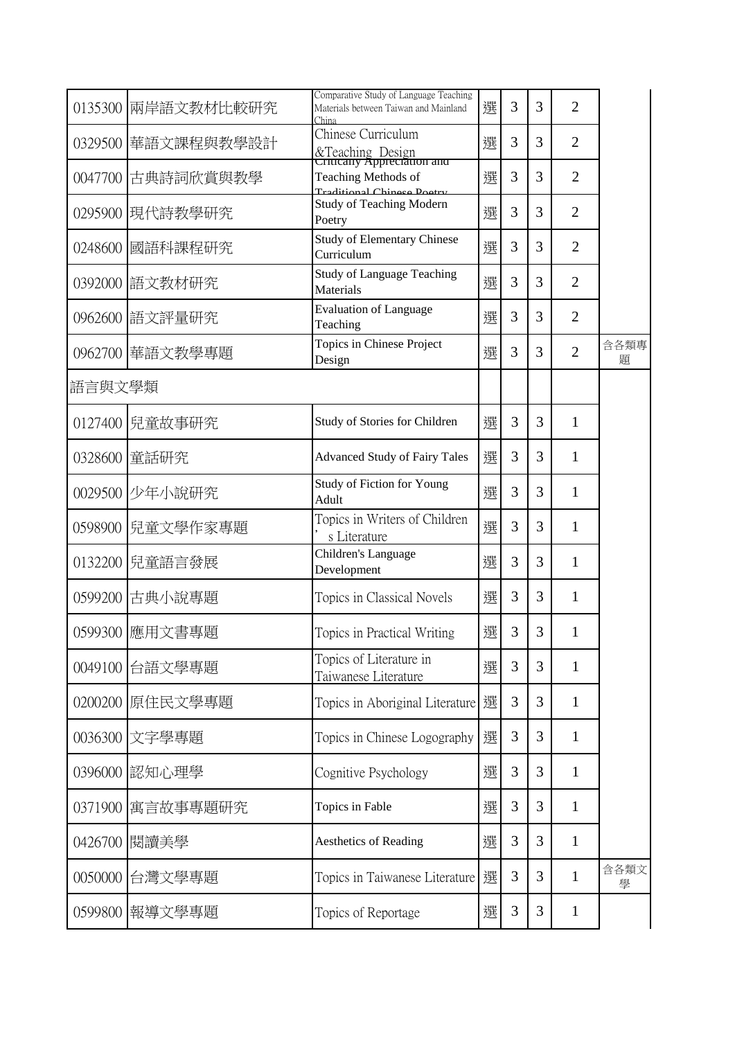| | | | | | | |
|---|---|---|---|---|---|---|
| 0135300 兩岸語文教材比較研究 | Comparative Study of Language Teaching Materials between Taiwan and Mainland China | 選 | 3 | 3 | 2 | |
| 0329500 華語文課程與教學設計 | Chinese Curriculum &Teaching Design | 選 | 3 | 3 | 2 | |
| 0047700 古典詩詞欣賞與教學 | Critically Appreciation and Teaching Methods of Traditional Chinese Poetry | 選 | 3 | 3 | 2 | |
| 0295900 現代詩教學研究 | Study of Teaching Modern Poetry | 選 | 3 | 3 | 2 | |
| 0248600 國語科課程研究 | Study of Elementary Chinese Curriculum | 選 | 3 | 3 | 2 | |
| 0392000 語文教材研究 | Study of Language Teaching Materials | 選 | 3 | 3 | 2 | |
| 0962600 語文評量研究 | Evaluation of Language Teaching | 選 | 3 | 3 | 2 | |
| 0962700 華語文教學專題 | Topics in Chinese Project Design | 選 | 3 | 3 | 2 | 含各類專題 |
| 語言與文學類 | | | | | | |
| 0127400 兒童故事研究 | Study of Stories for Children | 選 | 3 | 3 | 1 | |
| 0328600 童話研究 | Advanced Study of Fairy Tales | 選 | 3 | 3 | 1 | |
| 0029500 少年小說研究 | Study of Fiction for Young Adult | 選 | 3 | 3 | 1 | |
| 0598900 兒童文學作家專題 | Topics in Writers of Children's Literature | 選 | 3 | 3 | 1 | |
| 0132200 兒童語言發展 | Children's Language Development | 選 | 3 | 3 | 1 | |
| 0599200 古典小說專題 | Topics in Classical Novels | 選 | 3 | 3 | 1 | |
| 0599300 應用文書專題 | Topics in Practical Writing | 選 | 3 | 3 | 1 | |
| 0049100 台語文學專題 | Topics of Literature in Taiwanese Literature | 選 | 3 | 3 | 1 | |
| 0200200 原住民文學專題 | Topics in Aboriginal Literature | 選 | 3 | 3 | 1 | |
| 0036300 文字學專題 | Topics in Chinese Logography | 選 | 3 | 3 | 1 | |
| 0396000 認知心理學 | Cognitive Psychology | 選 | 3 | 3 | 1 | |
| 0371900 寓言故事專題研究 | Topics in Fable | 選 | 3 | 3 | 1 | |
| 0426700 閱讀美學 | Aesthetics of Reading | 選 | 3 | 3 | 1 | |
| 0050000 台灣文學專題 | Topics in Taiwanese Literature | 選 | 3 | 3 | 1 | 含各類文學 |
| 0599800 報導文學專題 | Topics of Reportage | 選 | 3 | 3 | 1 | |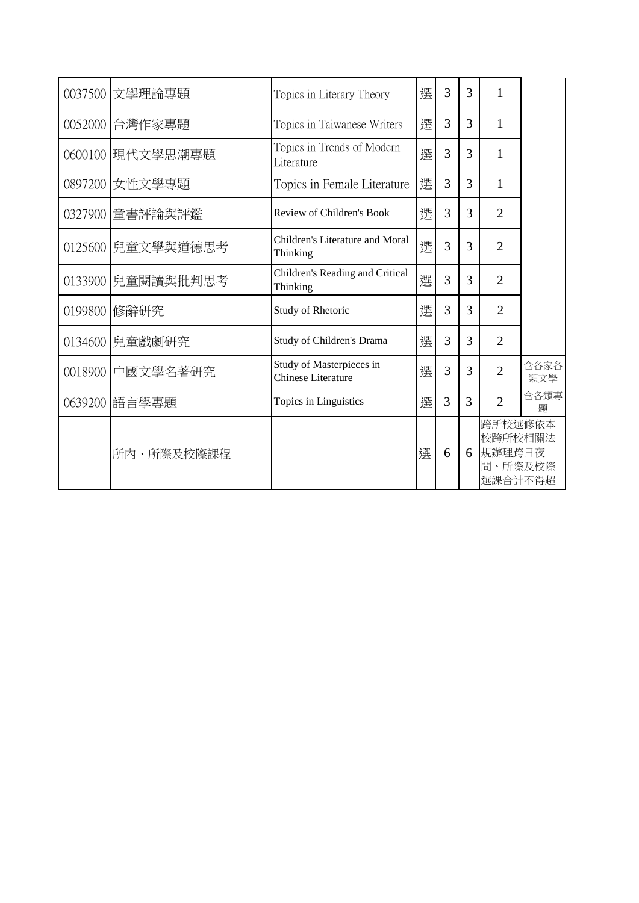| | | | | | | | |
|---|---|---|---|---|---|---|---|
| 0037500 | 文學理論專題 | Topics in Literary Theory | 選 | 3 | 3 | 1 | |
| 0052000 | 台灣作家專題 | Topics in Taiwanese Writers | 選 | 3 | 3 | 1 | |
| 0600100 | 現代文學思潮專題 | Topics in Trends of Modern Literature | 選 | 3 | 3 | 1 | |
| 0897200 | 女性文學專題 | Topics in Female Literature | 選 | 3 | 3 | 1 | |
| 0327900 | 童書評論與評鑑 | Review of Children's Book | 選 | 3 | 3 | 2 | |
| 0125600 | 兒童文學與道德思考 | Children's Literature and Moral Thinking | 選 | 3 | 3 | 2 | |
| 0133900 | 兒童閱讀與批判思考 | Children's Reading and Critical Thinking | 選 | 3 | 3 | 2 | |
| 0199800 | 修辭研究 | Study of Rhetoric | 選 | 3 | 3 | 2 | |
| 0134600 | 兒童戲劇研究 | Study of Children's Drama | 選 | 3 | 3 | 2 | |
| 0018900 | 中國文學名著研究 | Study of Masterpieces in Chinese Literature | 選 | 3 | 3 | 2 | 含各家各類文學 |
| 0639200 | 語言學專題 | Topics in Linguistics | 選 | 3 | 3 | 2 | 含各類專題 |
| | 所內、所際及校際課程 | | 選 | 6 | 6 | 跨所校選修依本校跨所校相關法規辦理跨日夜間、所際及校際選課合計不得超 | |